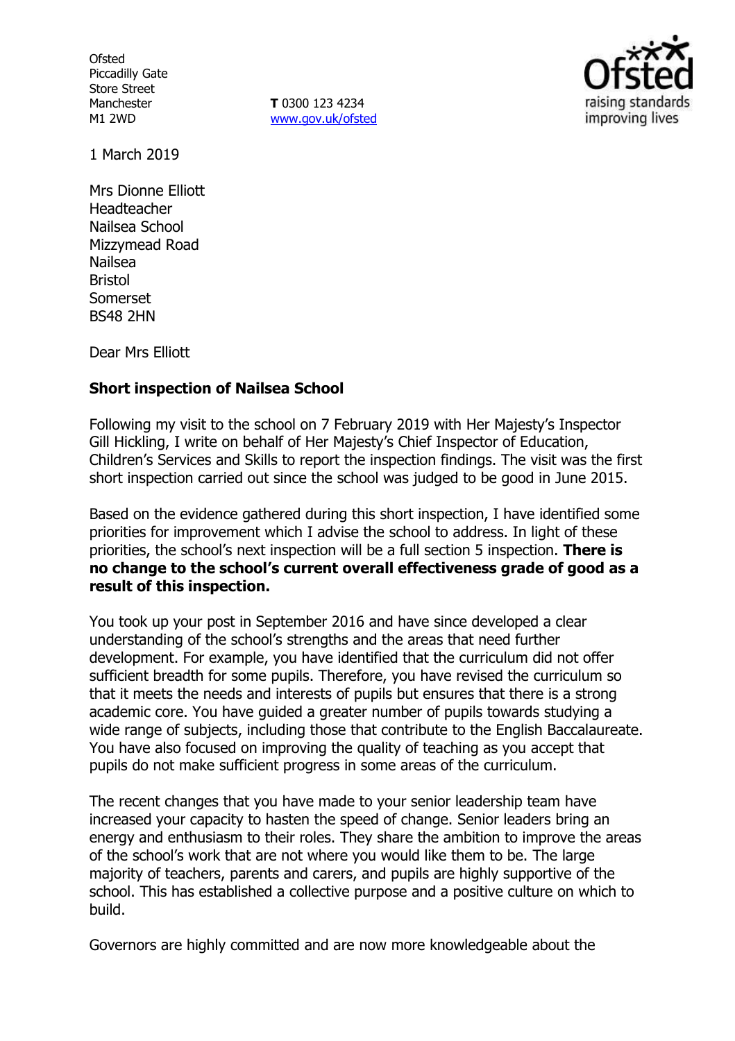Ofsted
Piccadilly Gate
Store Street
Manchester
M1 2WD

**T** 0300 123 4234
www.gov.uk/ofsted

1 March 2019

Mrs Dionne Elliott
Headteacher
Nailsea School
Mizzymead Road
Nailsea
Bristol
Somerset
BS48 2HN

Dear Mrs Elliott

**Short inspection of Nailsea School**

Following my visit to the school on 7 February 2019 with Her Majesty's Inspector Gill Hickling, I write on behalf of Her Majesty's Chief Inspector of Education, Children's Services and Skills to report the inspection findings. The visit was the first short inspection carried out since the school was judged to be good in June 2015.

Based on the evidence gathered during this short inspection, I have identified some priorities for improvement which I advise the school to address. In light of these priorities, the school's next inspection will be a full section 5 inspection. **There is no change to the school's current overall effectiveness grade of good as a result of this inspection.**

You took up your post in September 2016 and have since developed a clear understanding of the school's strengths and the areas that need further development. For example, you have identified that the curriculum did not offer sufficient breadth for some pupils. Therefore, you have revised the curriculum so that it meets the needs and interests of pupils but ensures that there is a strong academic core. You have guided a greater number of pupils towards studying a wide range of subjects, including those that contribute to the English Baccalaureate. You have also focused on improving the quality of teaching as you accept that pupils do not make sufficient progress in some areas of the curriculum.

The recent changes that you have made to your senior leadership team have increased your capacity to hasten the speed of change. Senior leaders bring an energy and enthusiasm to their roles. They share the ambition to improve the areas of the school's work that are not where you would like them to be. The large majority of teachers, parents and carers, and pupils are highly supportive of the school. This has established a collective purpose and a positive culture on which to build.

Governors are highly committed and are now more knowledgeable about the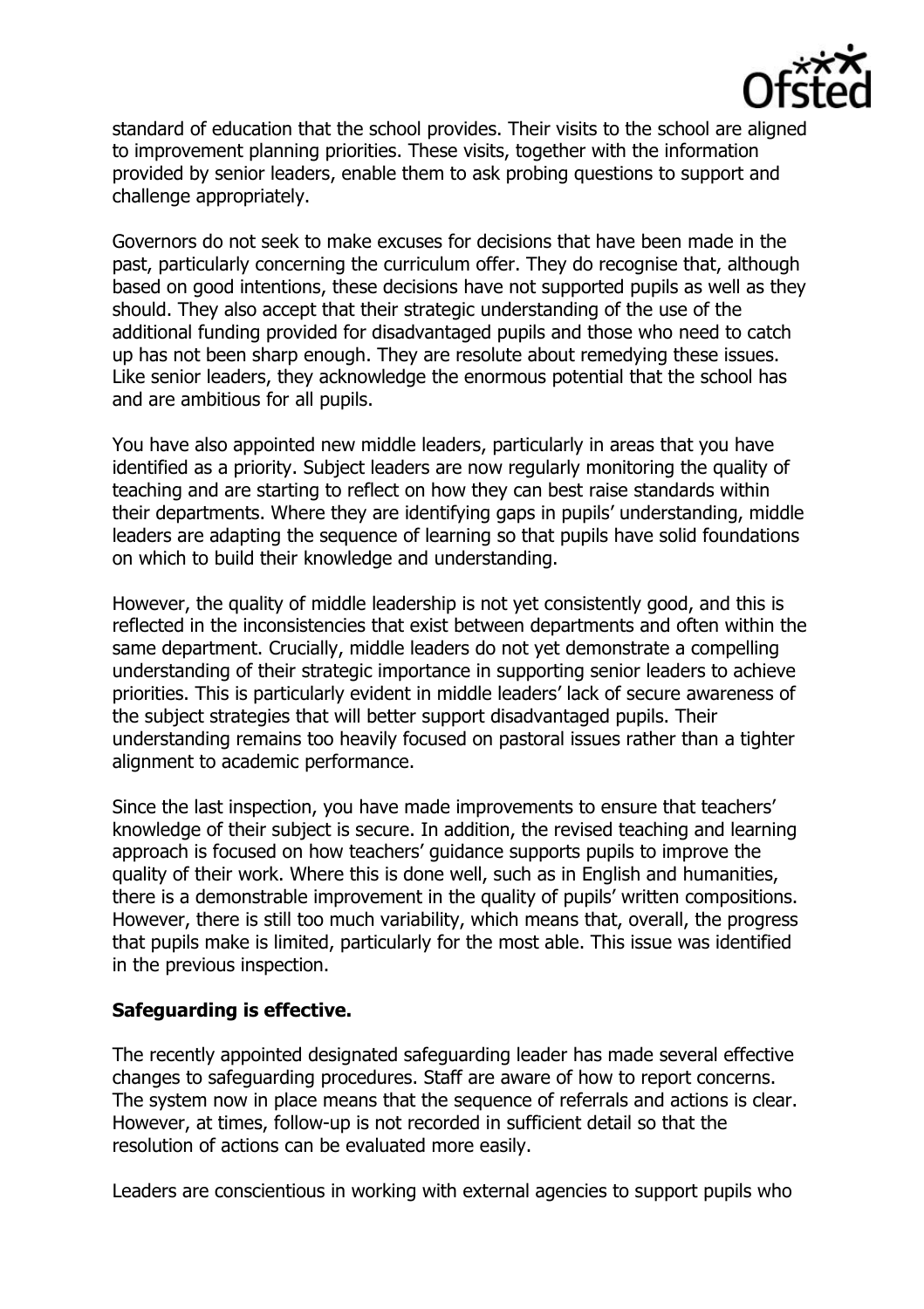standard of education that the school provides. Their visits to the school are aligned to improvement planning priorities. These visits, together with the information provided by senior leaders, enable them to ask probing questions to support and challenge appropriately.

Governors do not seek to make excuses for decisions that have been made in the past, particularly concerning the curriculum offer. They do recognise that, although based on good intentions, these decisions have not supported pupils as well as they should. They also accept that their strategic understanding of the use of the additional funding provided for disadvantaged pupils and those who need to catch up has not been sharp enough. They are resolute about remedying these issues. Like senior leaders, they acknowledge the enormous potential that the school has and are ambitious for all pupils.

You have also appointed new middle leaders, particularly in areas that you have identified as a priority. Subject leaders are now regularly monitoring the quality of teaching and are starting to reflect on how they can best raise standards within their departments. Where they are identifying gaps in pupils' understanding, middle leaders are adapting the sequence of learning so that pupils have solid foundations on which to build their knowledge and understanding.

However, the quality of middle leadership is not yet consistently good, and this is reflected in the inconsistencies that exist between departments and often within the same department. Crucially, middle leaders do not yet demonstrate a compelling understanding of their strategic importance in supporting senior leaders to achieve priorities. This is particularly evident in middle leaders' lack of secure awareness of the subject strategies that will better support disadvantaged pupils. Their understanding remains too heavily focused on pastoral issues rather than a tighter alignment to academic performance.

Since the last inspection, you have made improvements to ensure that teachers' knowledge of their subject is secure. In addition, the revised teaching and learning approach is focused on how teachers' guidance supports pupils to improve the quality of their work. Where this is done well, such as in English and humanities, there is a demonstrable improvement in the quality of pupils' written compositions. However, there is still too much variability, which means that, overall, the progress that pupils make is limited, particularly for the most able. This issue was identified in the previous inspection.

**Safeguarding is effective.**

The recently appointed designated safeguarding leader has made several effective changes to safeguarding procedures. Staff are aware of how to report concerns. The system now in place means that the sequence of referrals and actions is clear. However, at times, follow-up is not recorded in sufficient detail so that the resolution of actions can be evaluated more easily.

Leaders are conscientious in working with external agencies to support pupils who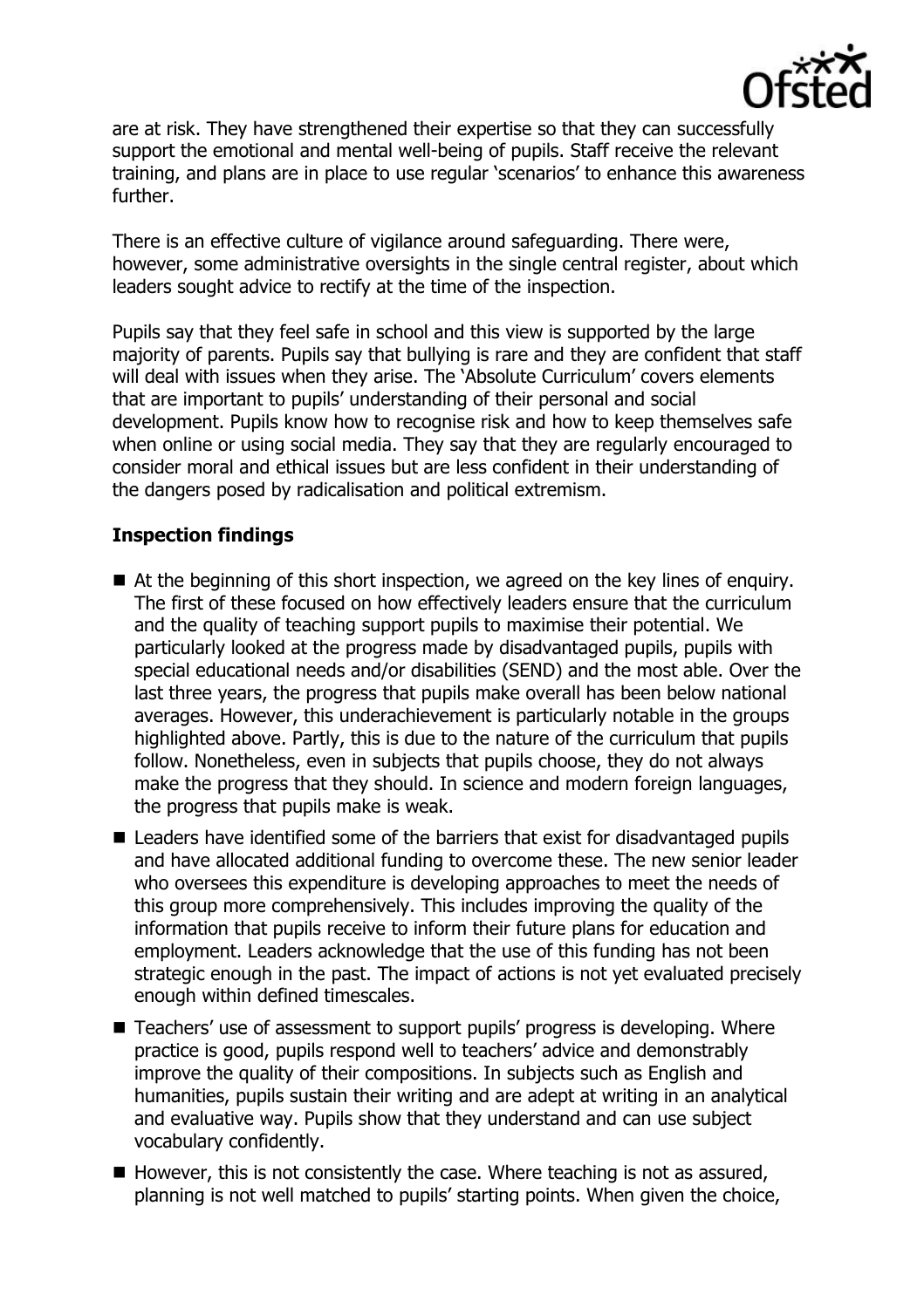are at risk. They have strengthened their expertise so that they can successfully support the emotional and mental well-being of pupils. Staff receive the relevant training, and plans are in place to use regular 'scenarios' to enhance this awareness further.

There is an effective culture of vigilance around safeguarding. There were, however, some administrative oversights in the single central register, about which leaders sought advice to rectify at the time of the inspection.

Pupils say that they feel safe in school and this view is supported by the large majority of parents. Pupils say that bullying is rare and they are confident that staff will deal with issues when they arise. The 'Absolute Curriculum' covers elements that are important to pupils' understanding of their personal and social development. Pupils know how to recognise risk and how to keep themselves safe when online or using social media. They say that they are regularly encouraged to consider moral and ethical issues but are less confident in their understanding of the dangers posed by radicalisation and political extremism.

## Inspection findings

- At the beginning of this short inspection, we agreed on the key lines of enquiry. The first of these focused on how effectively leaders ensure that the curriculum and the quality of teaching support pupils to maximise their potential. We particularly looked at the progress made by disadvantaged pupils, pupils with special educational needs and/or disabilities (SEND) and the most able. Over the last three years, the progress that pupils make overall has been below national averages. However, this underachievement is particularly notable in the groups highlighted above. Partly, this is due to the nature of the curriculum that pupils follow. Nonetheless, even in subjects that pupils choose, they do not always make the progress that they should. In science and modern foreign languages, the progress that pupils make is weak.
- Leaders have identified some of the barriers that exist for disadvantaged pupils and have allocated additional funding to overcome these. The new senior leader who oversees this expenditure is developing approaches to meet the needs of this group more comprehensively. This includes improving the quality of the information that pupils receive to inform their future plans for education and employment. Leaders acknowledge that the use of this funding has not been strategic enough in the past. The impact of actions is not yet evaluated precisely enough within defined timescales.
- Teachers' use of assessment to support pupils' progress is developing. Where practice is good, pupils respond well to teachers' advice and demonstrably improve the quality of their compositions. In subjects such as English and humanities, pupils sustain their writing and are adept at writing in an analytical and evaluative way. Pupils show that they understand and can use subject vocabulary confidently.
- However, this is not consistently the case. Where teaching is not as assured, planning is not well matched to pupils' starting points. When given the choice,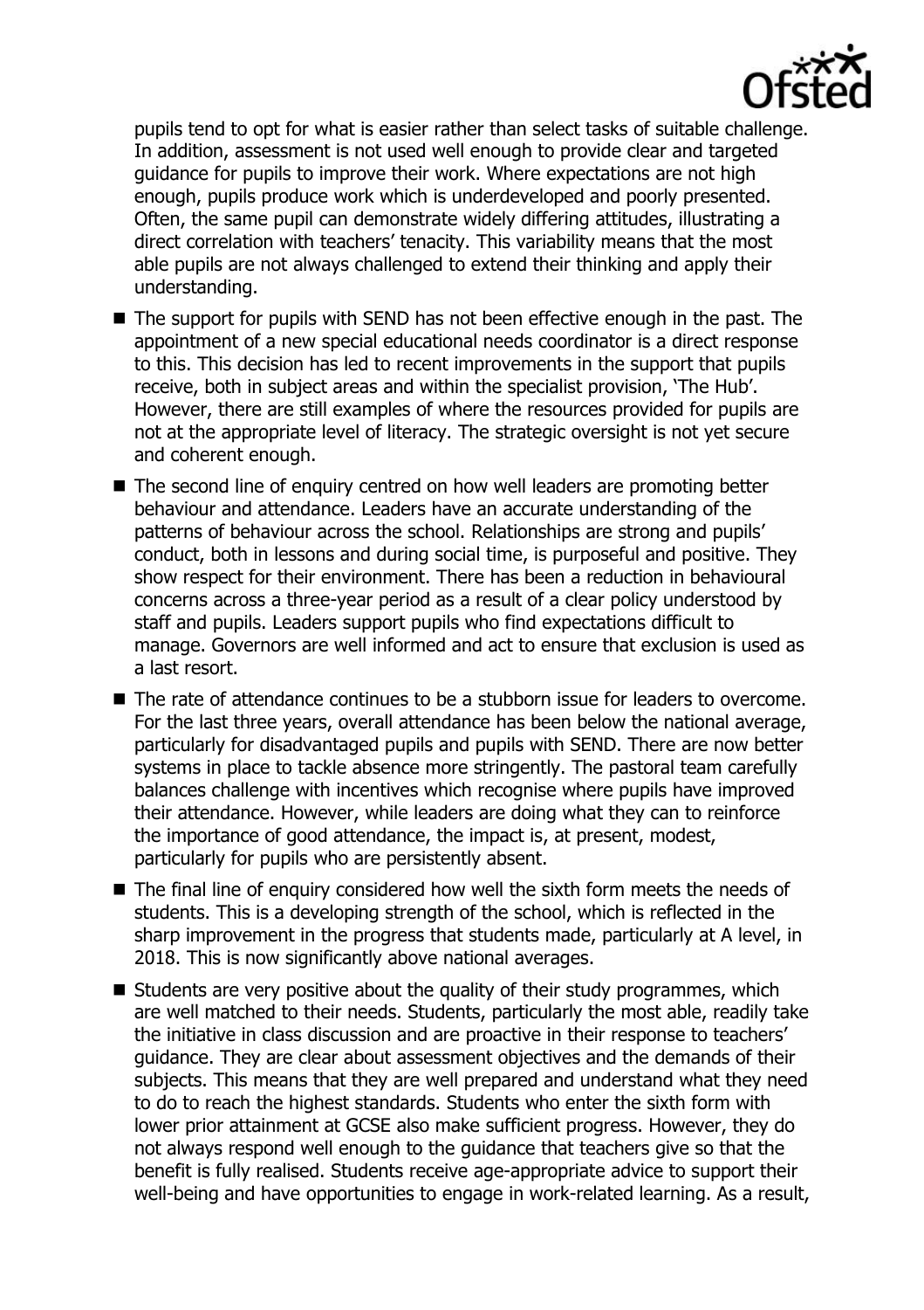pupils tend to opt for what is easier rather than select tasks of suitable challenge. In addition, assessment is not used well enough to provide clear and targeted guidance for pupils to improve their work. Where expectations are not high enough, pupils produce work which is underdeveloped and poorly presented. Often, the same pupil can demonstrate widely differing attitudes, illustrating a direct correlation with teachers' tenacity. This variability means that the most able pupils are not always challenged to extend their thinking and apply their understanding.

- The support for pupils with SEND has not been effective enough in the past. The appointment of a new special educational needs coordinator is a direct response to this. This decision has led to recent improvements in the support that pupils receive, both in subject areas and within the specialist provision, 'The Hub'. However, there are still examples of where the resources provided for pupils are not at the appropriate level of literacy. The strategic oversight is not yet secure and coherent enough.
- The second line of enquiry centred on how well leaders are promoting better behaviour and attendance. Leaders have an accurate understanding of the patterns of behaviour across the school. Relationships are strong and pupils' conduct, both in lessons and during social time, is purposeful and positive. They show respect for their environment. There has been a reduction in behavioural concerns across a three-year period as a result of a clear policy understood by staff and pupils. Leaders support pupils who find expectations difficult to manage. Governors are well informed and act to ensure that exclusion is used as a last resort.
- The rate of attendance continues to be a stubborn issue for leaders to overcome. For the last three years, overall attendance has been below the national average, particularly for disadvantaged pupils and pupils with SEND. There are now better systems in place to tackle absence more stringently. The pastoral team carefully balances challenge with incentives which recognise where pupils have improved their attendance. However, while leaders are doing what they can to reinforce the importance of good attendance, the impact is, at present, modest, particularly for pupils who are persistently absent.
- The final line of enquiry considered how well the sixth form meets the needs of students. This is a developing strength of the school, which is reflected in the sharp improvement in the progress that students made, particularly at A level, in 2018. This is now significantly above national averages.
- Students are very positive about the quality of their study programmes, which are well matched to their needs. Students, particularly the most able, readily take the initiative in class discussion and are proactive in their response to teachers' guidance. They are clear about assessment objectives and the demands of their subjects. This means that they are well prepared and understand what they need to do to reach the highest standards. Students who enter the sixth form with lower prior attainment at GCSE also make sufficient progress. However, they do not always respond well enough to the guidance that teachers give so that the benefit is fully realised. Students receive age-appropriate advice to support their well-being and have opportunities to engage in work-related learning. As a result,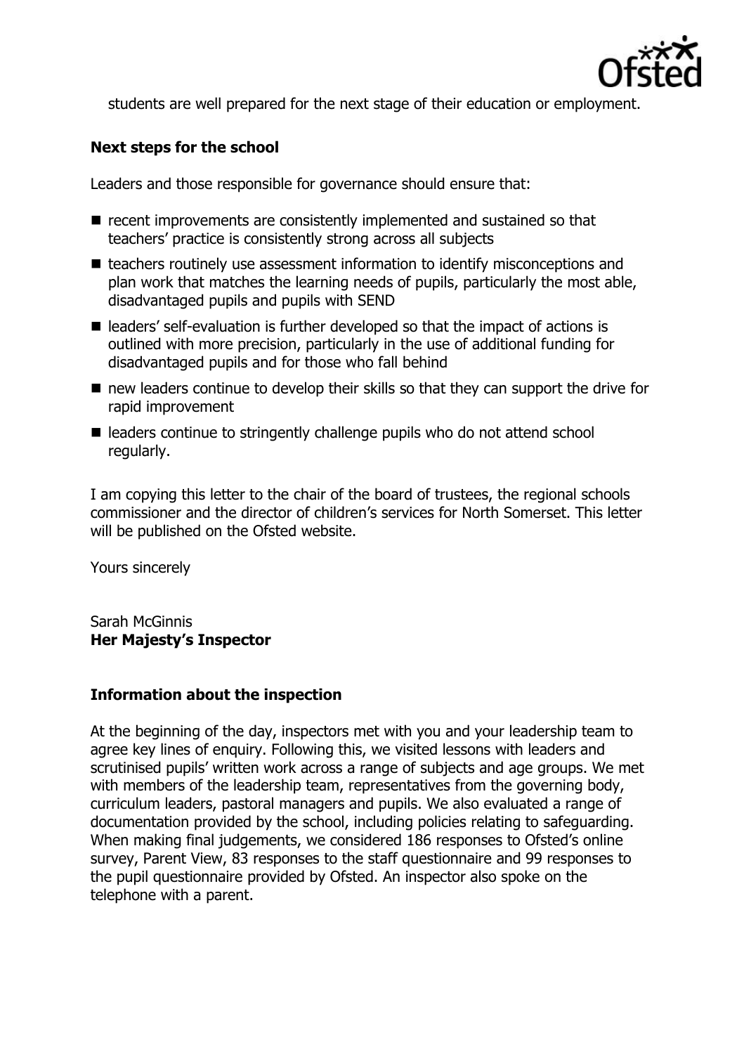students are well prepared for the next stage of their education or employment.

## Next steps for the school

Leaders and those responsible for governance should ensure that:

- recent improvements are consistently implemented and sustained so that teachers' practice is consistently strong across all subjects
- teachers routinely use assessment information to identify misconceptions and plan work that matches the learning needs of pupils, particularly the most able, disadvantaged pupils and pupils with SEND
- leaders' self-evaluation is further developed so that the impact of actions is outlined with more precision, particularly in the use of additional funding for disadvantaged pupils and for those who fall behind
- new leaders continue to develop their skills so that they can support the drive for rapid improvement
- leaders continue to stringently challenge pupils who do not attend school regularly.

I am copying this letter to the chair of the board of trustees, the regional schools commissioner and the director of children's services for North Somerset. This letter will be published on the Ofsted website.

Yours sincerely

Sarah McGinnis
**Her Majesty's Inspector**

## Information about the inspection

At the beginning of the day, inspectors met with you and your leadership team to agree key lines of enquiry. Following this, we visited lessons with leaders and scrutinised pupils' written work across a range of subjects and age groups. We met with members of the leadership team, representatives from the governing body, curriculum leaders, pastoral managers and pupils. We also evaluated a range of documentation provided by the school, including policies relating to safeguarding. When making final judgements, we considered 186 responses to Ofsted's online survey, Parent View, 83 responses to the staff questionnaire and 99 responses to the pupil questionnaire provided by Ofsted. An inspector also spoke on the telephone with a parent.